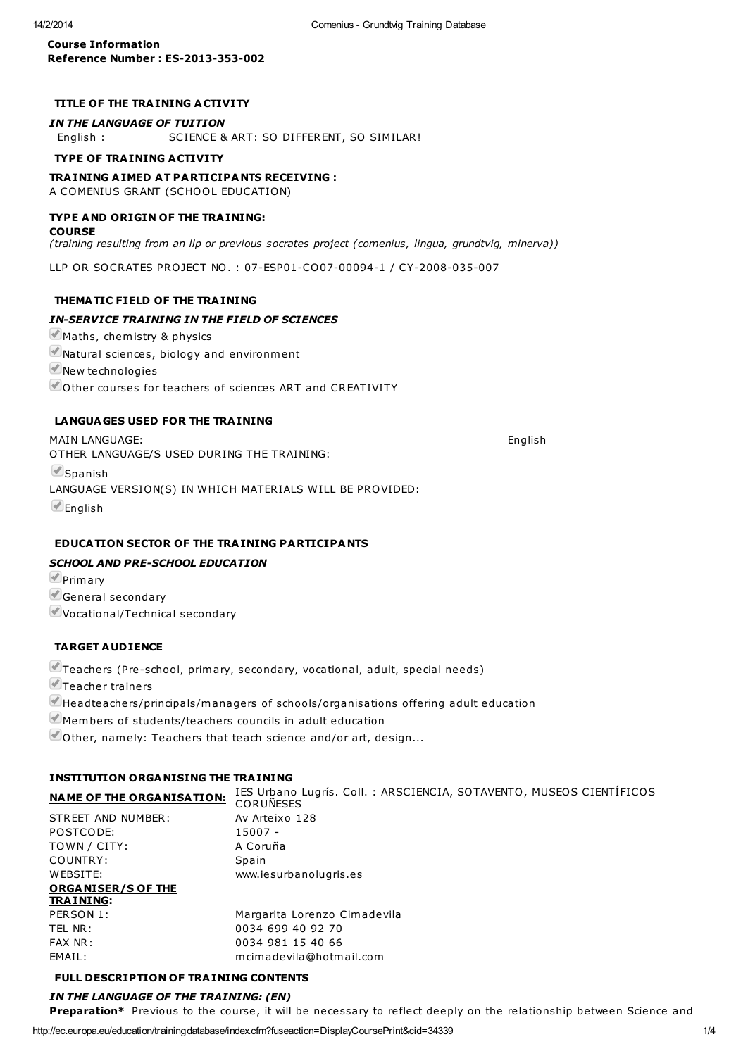**Course Information**
**Reference Number : ES-2013-353-002**

### TITLE OF THE TRAINING ACTIVITY

***IN THE LANGUAGE OF TUITION***

English : SCIENCE & ART: SO DIFFERENT, SO SIMILAR!

### TYPE OF TRAINING ACTIVITY

**TRAINING AIMED AT PARTICIPANTS RECEIVING :**

A COMENIUS GRANT (SCHOOL EDUCATION)

**TYPE AND ORIGIN OF THE TRAINING:**

**COURSE**

*(training resulting from an llp or previous socrates project (comenius, lingua, grundtvig, minerva))*

LLP OR SOCRATES PROJECT NO. : 07-ESP01-CO07-00094-1 / CY-2008-035-007

### THEMATIC FIELD OF THE TRAINING

***IN-SERVICE TRAINING IN THE FIELD OF SCIENCES***

- ✔ Maths, chemistry & physics
- ✔ Natural sciences, biology and environment
- ✔ New technologies
- ✔ Other courses for teachers of sciences ART and CREATIVITY

### LANGUAGES USED FOR THE TRAINING

MAIN LANGUAGE: English

OTHER LANGUAGE/S USED DURING THE TRAINING:

- ✔ Spanish

LANGUAGE VERSION(S) IN WHICH MATERIALS WILL BE PROVIDED:

- ✔ English

### EDUCATION SECTOR OF THE TRAINING PARTICIPANTS

***SCHOOL AND PRE-SCHOOL EDUCATION***

- ✔ Primary
- ✔ General secondary
- ✔ Vocational/Technical secondary

### TARGET AUDIENCE

- ✔ Teachers (Pre-school, primary, secondary, vocational, adult, special needs)
- ✔ Teacher trainers
- ✔ Headteachers/principals/managers of schools/organisations offering adult education
- ✔ Members of students/teachers councils in adult education
- ✔ Other, namely: Teachers that teach science and/or art, design...

### INSTITUTION ORGANISING THE TRAINING

| **NAME OF THE ORGANISATION:** | IES Urbano Lugrís. Coll. : ARSCIENCIA, SOTAVENTO, MUSEOS CIENTÍFICOS CORUÑESES |
|---|---|
| STREET AND NUMBER: | Av Arteixo 128 |
| POSTCODE: | 15007 - |
| TOWN / CITY: | A Coruña |
| COUNTRY: | Spain |
| WEBSITE: | www.iesurbanolugris.es |
| **ORGANISER/S OF THE TRAINING:** | |
| PERSON 1: | Margarita Lorenzo Cimadevila |
| TEL NR: | 0034 699 40 92 70 |
| FAX NR: | 0034 981 15 40 66 |
| EMAIL: | mcimadevila@hotmail.com |

### FULL DESCRIPTION OF TRAINING CONTENTS

***IN THE LANGUAGE OF THE TRAINING: (EN)***

**Preparation*** Previous to the course, it will be necessary to reflect deeply on the relationship between Science and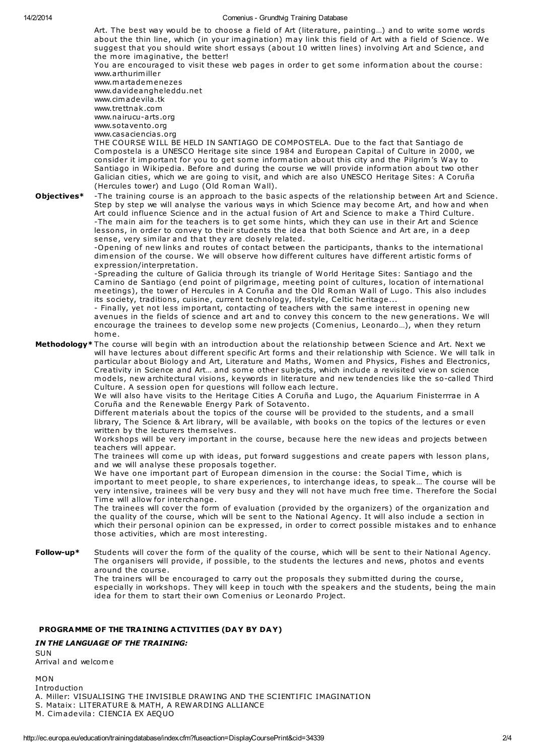Art. The best way would be to choose a field of Art (literature, painting…) and to write some words about the thin line, which (in your imagination) may link this field of Art with a field of Science. We suggest that you should write short essays (about 10 written lines) involving Art and Science, and the more imaginative, the better!
You are encouraged to visit these web pages in order to get some information about the course:
www.arthurimiller
www.martademenezes
www.davideangheleddu.net
www.cimadevila.tk
www.trettnak.com
www.nairucu-arts.org
www.sotavento.org
www.casaciencias.org
THE COURSE WILL BE HELD IN SANTIAGO DE COMPOSTELA. Due to the fact that Santiago de Compostela is a UNESCO Heritage site since 1984 and European Capital of Culture in 2000, we consider it important for you to get some information about this city and the Pilgrim's Way to Santiago in Wikipedia. Before and during the course we will provide information about two other Galician cities, which we are going to visit, and which are also UNESCO Heritage Sites: A Coruña (Hercules tower) and Lugo (Old Roman Wall).

**Objectives*** -The training course is an approach to the basic aspects of the relationship between Art and Science. Step by step we will analyse the various ways in which Science may become Art, and how and when Art could influence Science and in the actual fusion of Art and Science to make a Third Culture.
-The main aim for the teachers is to get some hints, which they can use in their Art and Science lessons, in order to convey to their students the idea that both Science and Art are, in a deep sense, very similar and that they are closely related.
-Opening of new links and routes of contact between the participants, thanks to the international dimension of the course. We will observe how different cultures have different artistic forms of expression/interpretation.
-Spreading the culture of Galicia through its triangle of World Heritage Sites: Santiago and the Camino de Santiago (end point of pilgrimage, meeting point of cultures, location of international meetings), the tower of Hercules in A Coruña and the Old Roman Wall of Lugo. This also includes its society, traditions, cuisine, current technology, lifestyle, Celtic heritage...
- Finally, yet not less important, contacting of teachers with the same interest in opening new avenues in the fields of science and art and to convey this concern to the new generations. We will encourage the trainees to develop some new projects (Comenius, Leonardo…), when they return home.

**Methodology*** The course will begin with an introduction about the relationship between Science and Art. Next we will have lectures about different specific Art forms and their relationship with Science. We will talk in particular about Biology and Art, Literature and Maths, Women and Physics, Fishes and Electronics, Creativity in Science and Art… and some other subjects, which include a revisited view on science models, new architectural visions, keywords in literature and new tendencies like the so-called Third Culture. A session open for questions will follow each lecture.
We will also have visits to the Heritage Cities A Coruña and Lugo, the Aquarium Finisterrrae in A Coruña and the Renewable Energy Park of Sotavento.
Different materials about the topics of the course will be provided to the students, and a small library, The Science & Art library, will be available, with books on the topics of the lectures or even written by the lecturers themselves.
Workshops will be very important in the course, because here the new ideas and projects between teachers will appear.
The trainees will come up with ideas, put forward suggestions and create papers with lesson plans, and we will analyse these proposals together.
We have one important part of European dimension in the course: the Social Time, which is important to meet people, to share experiences, to interchange ideas, to speak… The course will be very intensive, trainees will be very busy and they will not have much free time. Therefore the Social Time will allow for interchange.
The trainees will cover the form of evaluation (provided by the organizers) of the organization and the quality of the course, which will be sent to the National Agency. It will also include a section in which their personal opinion can be expressed, in order to correct possible mistakes and to enhance those activities, which are most interesting.

**Follow-up*** Students will cover the form of the quality of the course, which will be sent to their National Agency. The organisers will provide, if possible, to the students the lectures and news, photos and events around the course.
The trainers will be encouraged to carry out the proposals they submitted during the course, especially in workshops. They will keep in touch with the speakers and the students, being the main idea for them to start their own Comenius or Leonardo Project.

## PROGRAMME OF THE TRAINING ACTIVITIES (DAY BY DAY)

***IN THE LANGUAGE OF THE TRAINING:***

SUN
Arrival and welcome

MON
Introduction
A. Miller: VISUALISING THE INVISIBLE DRAWING AND THE SCIENTIFIC IMAGINATION
S. Mataix: LITERATURE & MATH, A REWARDING ALLIANCE
M. Cimadevila: CIENCIA EX AEQUO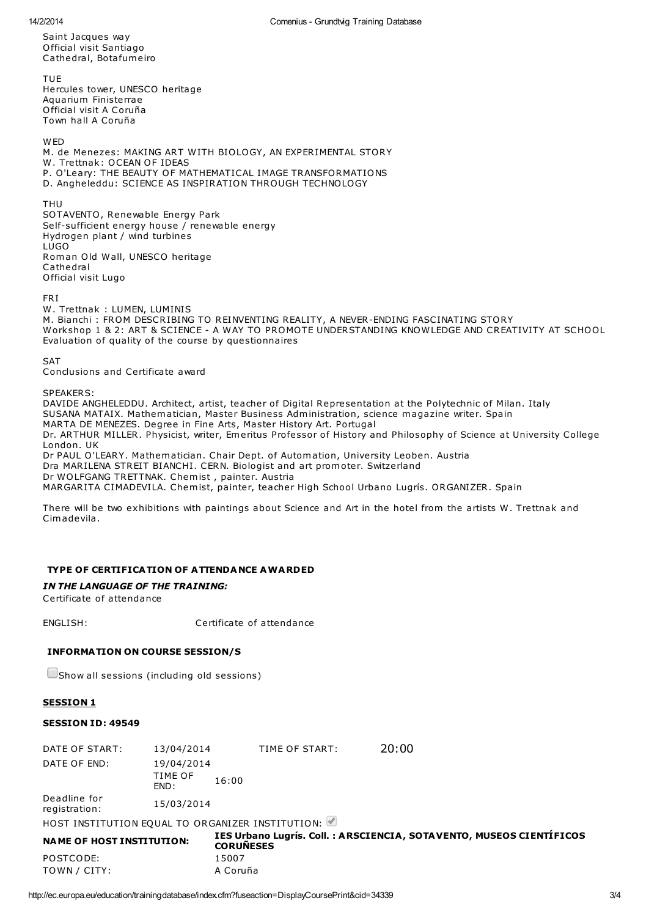Saint Jacques way
Official visit Santiago
Cathedral, Botafumeiro

TUE
Hercules tower, UNESCO heritage
Aquarium Finisterrae
Official visit A Coruña
Town hall A Coruña

WED
M. de Menezes: MAKING ART WITH BIOLOGY, AN EXPERIMENTAL STORY
W. Trettnak: OCEAN OF IDEAS
P. O'Leary: THE BEAUTY OF MATHEMATICAL IMAGE TRANSFORMATIONS
D. Angheleddu: SCIENCE AS INSPIRATION THROUGH TECHNOLOGY

THU
SOTAVENTO, Renewable Energy Park
Self-sufficient energy house / renewable energy
Hydrogen plant / wind turbines
LUGO
Roman Old Wall, UNESCO heritage
Cathedral
Official visit Lugo

FRI
W. Trettnak : LUMEN, LUMINIS
M. Bianchi : FROM DESCRIBING TO REINVENTING REALITY, A NEVER-ENDING FASCINATING STORY
Workshop 1 & 2: ART & SCIENCE - A WAY TO PROMOTE UNDERSTANDING KNOWLEDGE AND CREATIVITY AT SCHOOL
Evaluation of quality of the course by questionnaires

SAT
Conclusions and Certificate award

SPEAKERS:
DAVIDE ANGHELEDDU. Architect, artist, teacher of Digital Representation at the Polytechnic of Milan. Italy
SUSANA MATAIX. Mathematician, Master Business Administration, science magazine writer. Spain
MARTA DE MENEZES. Degree in Fine Arts, Master History Art. Portugal
Dr. ARTHUR MILLER. Physicist, writer, Emeritus Professor of History and Philosophy of Science at University College London. UK
Dr PAUL O'LEARY. Mathematician. Chair Dept. of Automation, University Leoben. Austria
Dra MARILENA STREIT BIANCHI. CERN. Biologist and art promoter. Switzerland
Dr WOLFGANG TRETTNAK. Chemist , painter. Austria
MARGARITA CIMADEVILA. Chemist, painter, teacher High School Urbano Lugrís. ORGANIZER. Spain

There will be two exhibitions with paintings about Science and Art in the hotel from the artists W. Trettnak and Cimadevila.

### TYPE OF CERTIFICATION OF ATTENDANCE AWARDED

***IN THE LANGUAGE OF THE TRAINING:***

Certificate of attendance

ENGLISH: Certificate of attendance

### INFORMATION ON COURSE SESSION/S

☐ Show all sessions (including old sessions)

**SESSION 1**

**SESSION ID: 49549**

| | | | |
|---|---|---|---|
| DATE OF START: | 13/04/2014 | TIME OF START: | 20:00 |
| DATE OF END: | 19/04/2014 | TIME OF END: | 16:00 |
| Deadline for registration: | 15/03/2014 | | |

HOST INSTITUTION EQUAL TO ORGANIZER INSTITUTION: ☑

| | |
|---|---|
| **NAME OF HOST INSTITUTION:** | **IES Urbano Lugrís. Coll. : ARSCIENCIA, SOTAVENTO, MUSEOS CIENTÍFICOS CORUÑESES** |
| POSTCODE: | 15007 |
| TOWN / CITY: | A Coruña |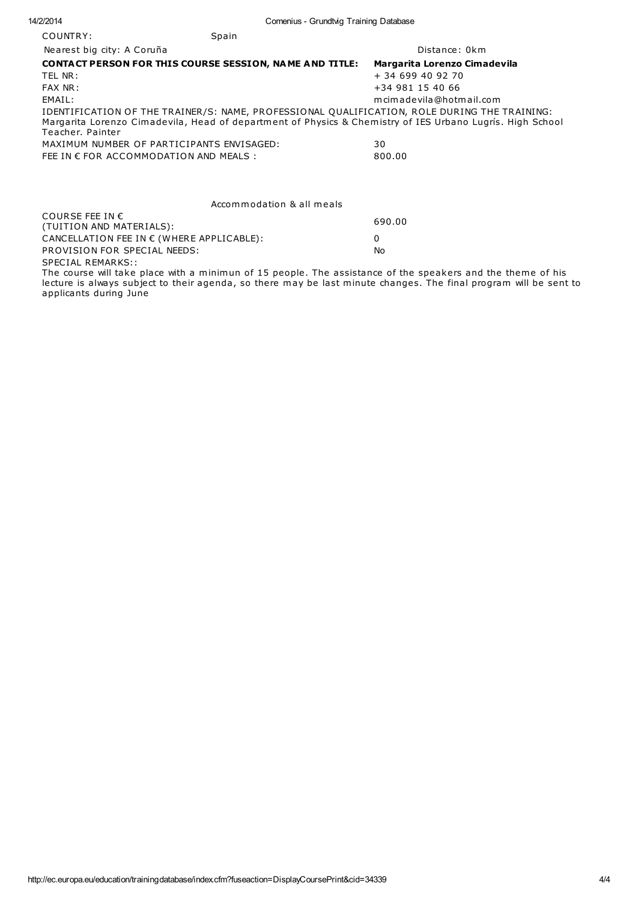| | |
|---|---|
| COUNTRY: | Spain |
| Nearest big city: A Coruña | Distance: 0km |
| **CONTACT PERSON FOR THIS COURSE SESSION, NAME AND TITLE:** | **Margarita Lorenzo Cimadevila** |
| TEL NR: | + 34 699 40 92 70 |
| FAX NR: | +34 981 15 40 66 |
| EMAIL: | mcimadevila@hotmail.com |

IDENTIFICATION OF THE TRAINER/S: NAME, PROFESSIONAL QUALIFICATION, ROLE DURING THE TRAINING:
Margarita Lorenzo Cimadevila, Head of department of Physics & Chemistry of IES Urbano Lugrís. High School Teacher. Painter

| | |
|---|---|
| MAXIMUM NUMBER OF PARTICIPANTS ENVISAGED: | 30 |
| FEE IN € FOR ACCOMMODATION AND MEALS : | 800.00 |

Accommodation & all meals

| | |
|---|---|
| COURSE FEE IN € (TUITION AND MATERIALS): | 690.00 |
| CANCELLATION FEE IN € (WHERE APPLICABLE): | 0 |
| PROVISION FOR SPECIAL NEEDS: | No |

SPECIAL REMARKS::
The course will take place with a minimun of 15 people. The assistance of the speakers and the theme of his lecture is always subject to their agenda, so there may be last minute changes. The final program will be sent to applicants during June